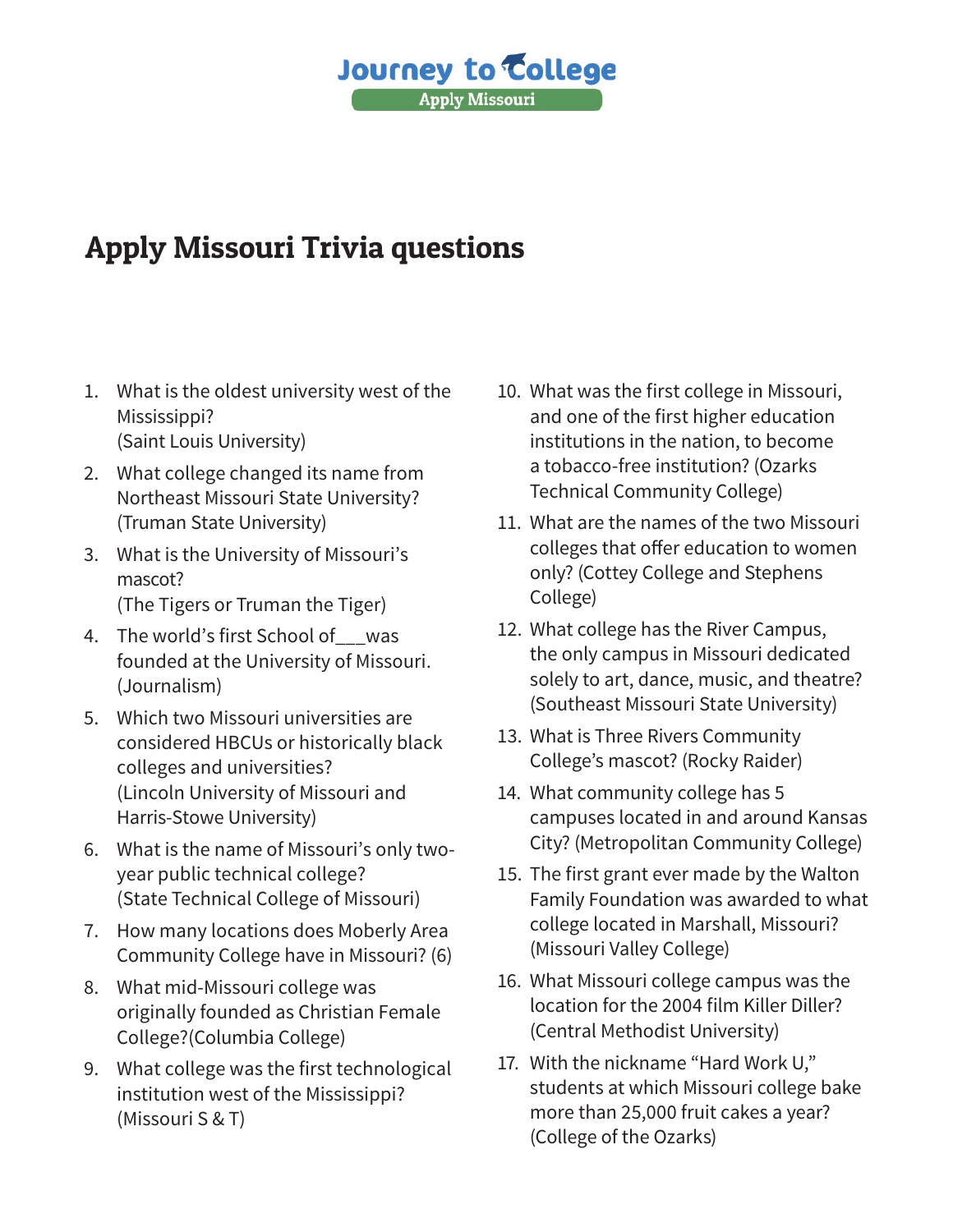Journey to College
Apply Missouri

# Apply Missouri Trivia questions

1. What is the oldest university west of the Mississippi?
   (Saint Louis University)
2. What college changed its name from Northeast Missouri State University?
   (Truman State University)
3. What is the University of Missouri's mascot?
   (The Tigers or Truman the Tiger)
4. The world's first School of___was founded at the University of Missouri.
   (Journalism)
5. Which two Missouri universities are considered HBCUs or historically black colleges and universities?
   (Lincoln University of Missouri and Harris-Stowe University)
6. What is the name of Missouri's only two-year public technical college?
   (State Technical College of Missouri)
7. How many locations does Moberly Area Community College have in Missouri? (6)
8. What mid-Missouri college was originally founded as Christian Female College?(Columbia College)
9. What college was the first technological institution west of the Mississippi?
   (Missouri S & T)
10. What was the first college in Missouri, and one of the first higher education institutions in the nation, to become a tobacco-free institution? (Ozarks Technical Community College)
11. What are the names of the two Missouri colleges that offer education to women only? (Cottey College and Stephens College)
12. What college has the River Campus, the only campus in Missouri dedicated solely to art, dance, music, and theatre? (Southeast Missouri State University)
13. What is Three Rivers Community College's mascot? (Rocky Raider)
14. What community college has 5 campuses located in and around Kansas City? (Metropolitan Community College)
15. The first grant ever made by the Walton Family Foundation was awarded to what college located in Marshall, Missouri? (Missouri Valley College)
16. What Missouri college campus was the location for the 2004 film Killer Diller? (Central Methodist University)
17. With the nickname "Hard Work U," students at which Missouri college bake more than 25,000 fruit cakes a year? (College of the Ozarks)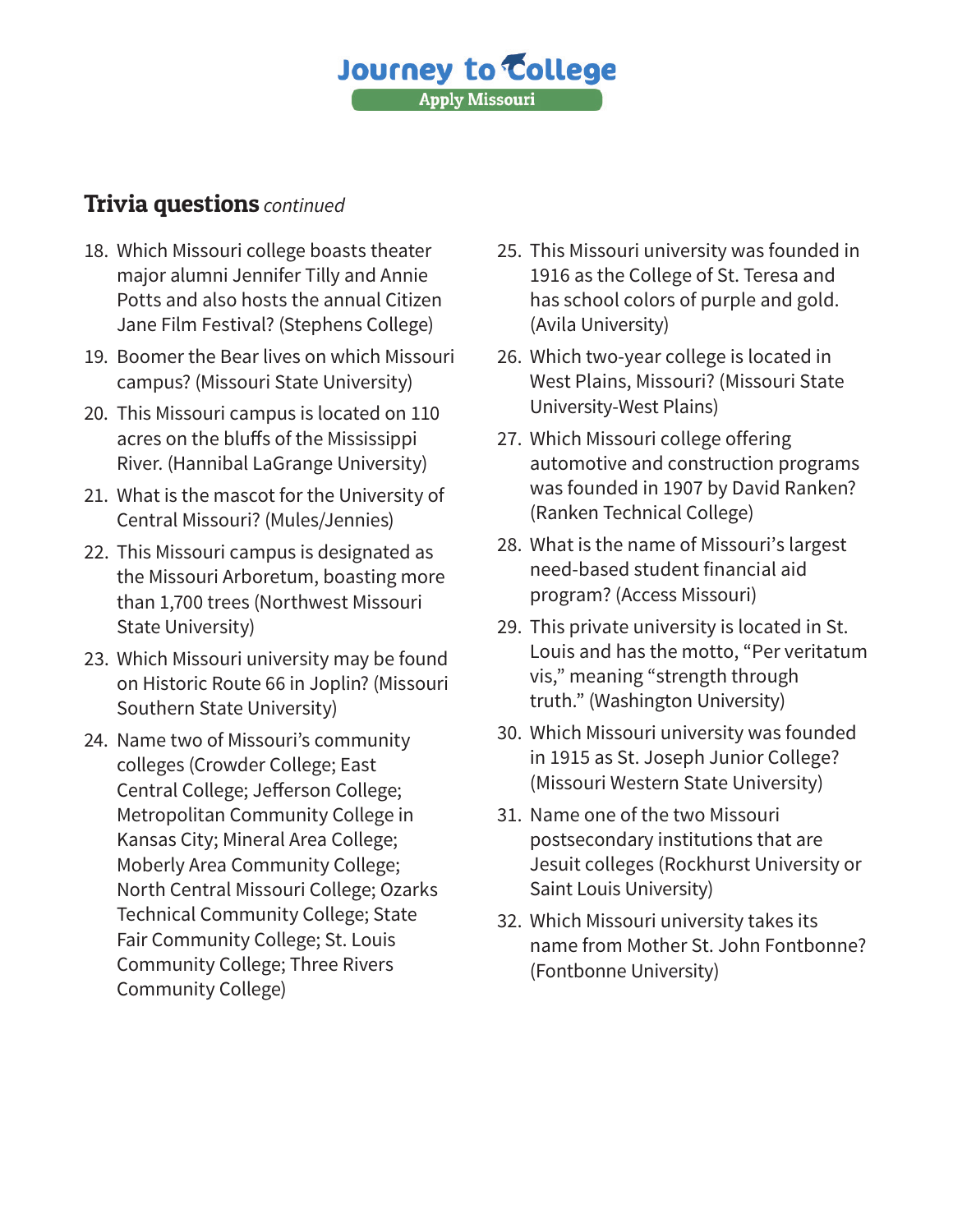## Trivia questions *continued*

18. Which Missouri college boasts theater major alumni Jennifer Tilly and Annie Potts and also hosts the annual Citizen Jane Film Festival? (Stephens College)
19. Boomer the Bear lives on which Missouri campus? (Missouri State University)
20. This Missouri campus is located on 110 acres on the bluffs of the Mississippi River. (Hannibal LaGrange University)
21. What is the mascot for the University of Central Missouri? (Mules/Jennies)
22. This Missouri campus is designated as the Missouri Arboretum, boasting more than 1,700 trees (Northwest Missouri State University)
23. Which Missouri university may be found on Historic Route 66 in Joplin? (Missouri Southern State University)
24. Name two of Missouri's community colleges (Crowder College; East Central College; Jefferson College; Metropolitan Community College in Kansas City; Mineral Area College; Moberly Area Community College; North Central Missouri College; Ozarks Technical Community College; State Fair Community College; St. Louis Community College; Three Rivers Community College)
25. This Missouri university was founded in 1916 as the College of St. Teresa and has school colors of purple and gold. (Avila University)
26. Which two-year college is located in West Plains, Missouri? (Missouri State University-West Plains)
27. Which Missouri college offering automotive and construction programs was founded in 1907 by David Ranken? (Ranken Technical College)
28. What is the name of Missouri's largest need-based student financial aid program? (Access Missouri)
29. This private university is located in St. Louis and has the motto, "Per veritatum vis," meaning "strength through truth." (Washington University)
30. Which Missouri university was founded in 1915 as St. Joseph Junior College? (Missouri Western State University)
31. Name one of the two Missouri postsecondary institutions that are Jesuit colleges (Rockhurst University or Saint Louis University)
32. Which Missouri university takes its name from Mother St. John Fontbonne? (Fontbonne University)